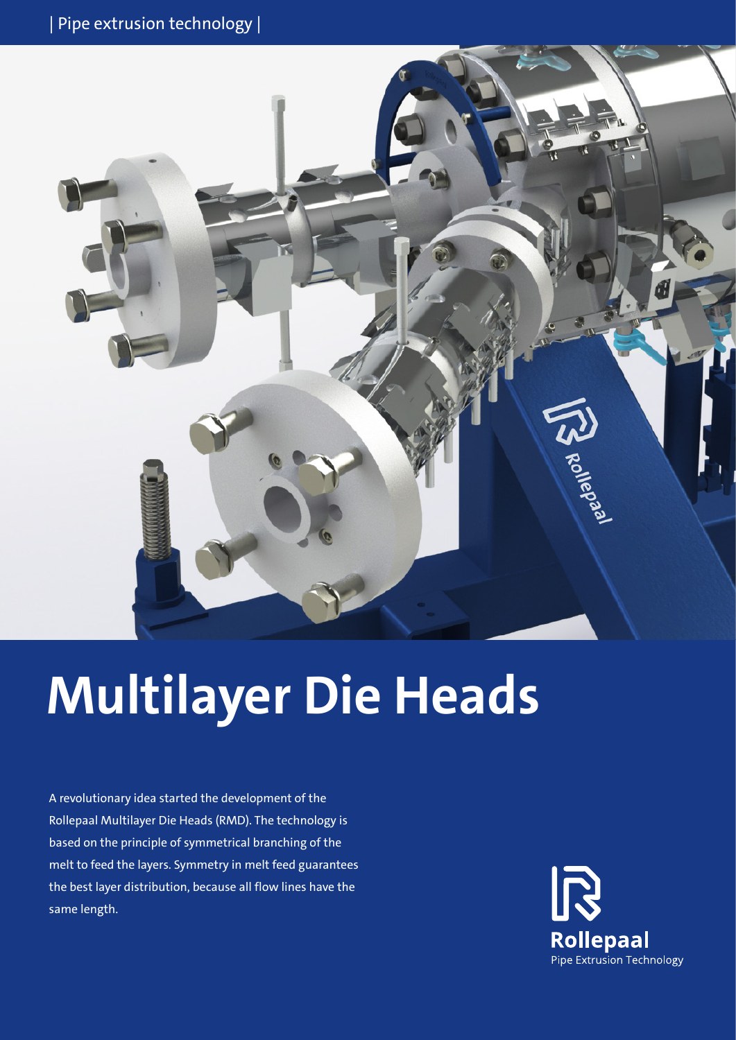| Pipe extrusion technology |

# Multilayer Die Heads

A revolutionary idea started the development of the Rollepaal Multilayer Die Heads (RMD). The technology is based on the principle of symmetrical branching of the melt to feed the layers. Symmetry in melt feed guarantees the best layer distribution, because all flow lines have the same length.

**Rollepaal**
Pipe Extrusion Technology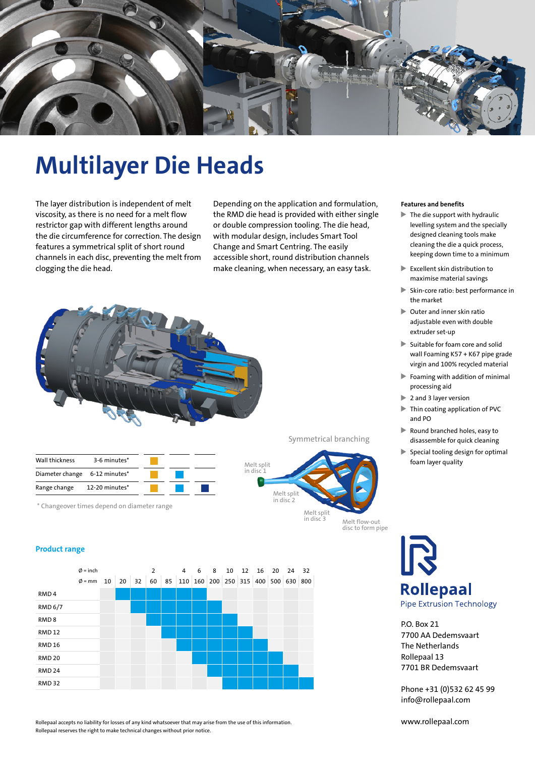# Multilayer Die Heads

The layer distribution is independent of melt viscosity, as there is no need for a melt flow restrictor gap with different lengths around the die circumference for correction. The design features a symmetrical split of short round channels in each disc, preventing the melt from clogging the die head.

Depending on the application and formulation, the RMD die head is provided with either single or double compression tooling. The die head, with modular design, includes Smart Tool Change and Smart Centring. The easily accessible short, round distribution channels make cleaning, when necessary, an easy task.

**Features and benefits**

- The die support with hydraulic levelling system and the specially designed cleaning tools make cleaning the die a quick process, keeping down time to a minimum
- Excellent skin distribution to maximise material savings
- Skin-core ratio: best performance in the market
- Outer and inner skin ratio adjustable even with double extruder set-up
- Suitable for foam core and solid wall Foaming K57 + K67 pipe grade virgin and 100% recycled material
- Foaming with addition of minimal processing aid
- 2 and 3 layer version
- Thin coating application of PVC and PO
- Round branched holes, easy to disassemble for quick cleaning
- Special tooling design for optimal foam layer quality

| | | | | |
|---|---|---|---|---|
| Wall thickness | 3-6 minutes* | ■ | | |
| Diameter change | 6-12 minutes* | ■ | ■ | |
| Range change | 12-20 minutes* | ■ | ■ | ■ |

\* Changeover times depend on diameter range

Symmetrical branching

Melt split in disc 1

Melt split in disc 2

Melt split in disc 3

Melt flow-out disc to form pipe

### Product range

| Ø = inch | | | | 2 | | 4 | 6 | 8 | 10 | 12 | 16 | 20 | 24 | 32 |
|---|---|---|---|---|---|---|---|---|---|---|---|---|---|---|
| **Ø = mm** | **10** | **20** | **32** | **60** | **85** | **110** | **160** | **200** | **250** | **315** | **400** | **500** | **630** | **800** |
| RMD 4 | | ■ | ■ | ■ | ■ | ■ | ■ | | | | | | | |
| RMD 6/7 | | | ■ | ■ | ■ | ■ | ■ | ■ | | | | | | |
| RMD 8 | | | | ■ | ■ | ■ | ■ | ■ | ■ | | | | | |
| RMD 12 | | | | | ■ | ■ | ■ | ■ | ■ | ■ | | | | |
| RMD 16 | | | | | | ■ | ■ | ■ | ■ | ■ | ■ | | | |
| RMD 20 | | | | | | | ■ | ■ | ■ | ■ | ■ | ■ | | |
| RMD 24 | | | | | | | | ■ | ■ | ■ | ■ | ■ | ■ | |
| RMD 32 | | | | | | | | | ■ | ■ | ■ | ■ | ■ | ■ |

**Rollepaal**
Pipe Extrusion Technology

P.O. Box 21
7700 AA Dedemsvaart
The Netherlands
Rollepaal 13
7701 BR Dedemsvaart

Phone +31 (0)532 62 45 99
info@rollepaal.com

www.rollepaal.com

Rollepaal accepts no liability for losses of any kind whatsoever that may arise from the use of this information.
Rollepaal reserves the right to make technical changes without prior notice.